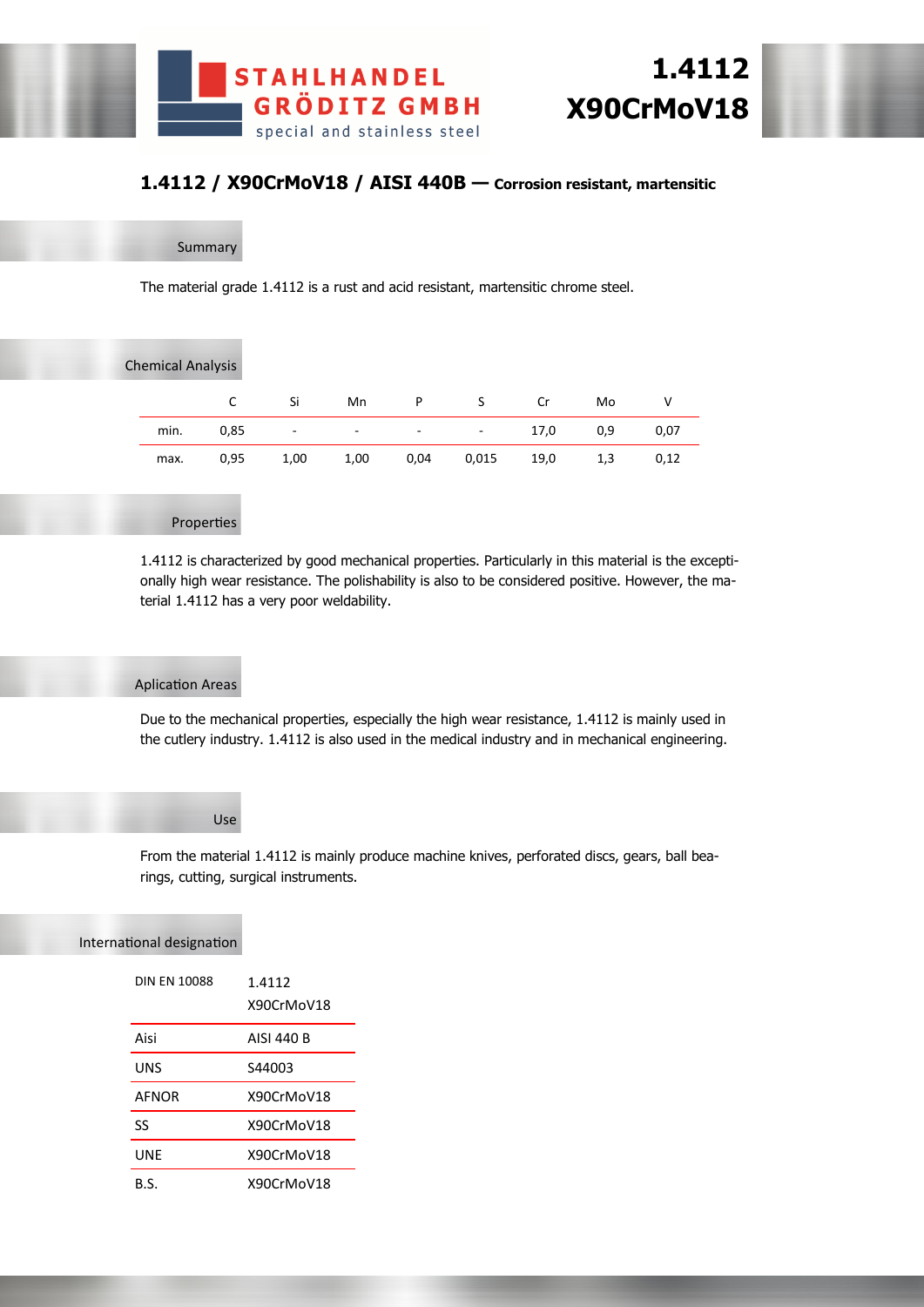STAHLHANDEL GRÖDITZ GMBH
special and stainless steel

# 1.4112
# X90CrMoV18

## 1.4112 / X90CrMoV18 / AISI 440B — Corrosion resistant, martensitic

### Summary

The material grade 1.4112 is a rust and acid resistant, martensitic chrome steel.

### Chemical Analysis

| | C | Si | Mn | P | S | Cr | Mo | V |
|---|---|---|---|---|---|---|---|---|
| min. | 0,85 | - | - | - | - | 17,0 | 0,9 | 0,07 |
| max. | 0,95 | 1,00 | 1,00 | 0,04 | 0,015 | 19,0 | 1,3 | 0,12 |

### Properties

1.4112 is characterized by good mechanical properties. Particularly in this material is the exceptionally high wear resistance. The polishability is also to be considered positive. However, the material 1.4112 has a very poor weldability.

### Aplication Areas

Due to the mechanical properties, especially the high wear resistance, 1.4112 is mainly used in the cutlery industry. 1.4112 is also used in the medical industry and in mechanical engineering.

### Use

From the material 1.4112 is mainly produce machine knives, perforated discs, gears, ball bearings, cutting, surgical instruments.

### International designation

| | |
|---|---|
| DIN EN 10088 | 1.4112<br>X90CrMoV18 |
| Aisi | AISI 440 B |
| UNS | S44003 |
| AFNOR | X90CrMoV18 |
| SS | X90CrMoV18 |
| UNE | X90CrMoV18 |
| B.S. | X90CrMoV18 |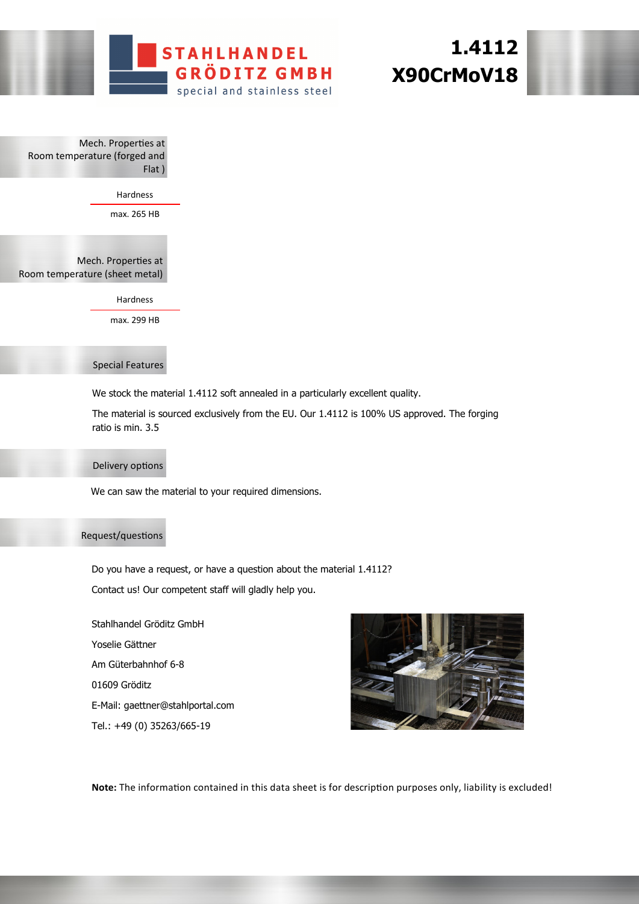# 1.4112 X90CrMoV18

## Mech. Properties at Room temperature (forged and Flat )

| Hardness |
|---|
| max. 265 HB |

## Mech. Properties at Room temperature (sheet metal)

| Hardness |
|---|
| max. 299 HB |

## Special Features

We stock the material 1.4112 soft annealed in a particularly excellent quality.

The material is sourced exclusively from the EU. Our 1.4112 is 100% US approved. The forging ratio is min. 3.5

## Delivery options

We can saw the material to your required dimensions.

## Request/questions

Do you have a request, or have a question about the material 1.4112?

Contact us! Our competent staff will gladly help you.

Stahlhandel Gröditz GmbH

Yoselie Gättner

Am Güterbahnhof 6-8

01609 Gröditz

E-Mail: gaettner@stahlportal.com

Tel.: +49 (0) 35263/665-19

**Note:** The information contained in this data sheet is for description purposes only, liability is excluded!